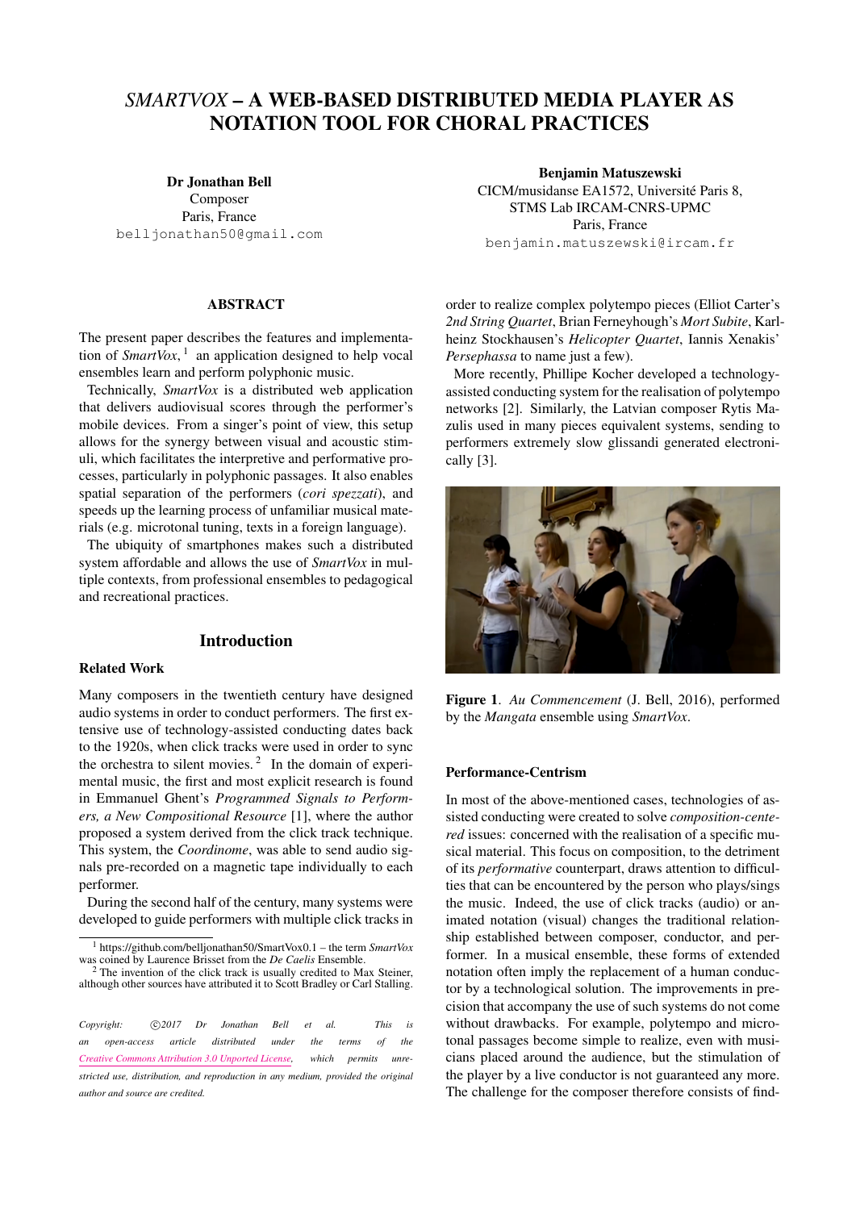# *SMARTVOX* – A WEB-BASED DISTRIBUTED MEDIA PLAYER AS NOTATION TOOL FOR CHORAL PRACTICES

**Dr Jonathan Bell**
Composer
Paris, France
belljonathan50@gmail.com

**Benjamin Matuszewski**
CICM/musidanse EA1572, Université Paris 8,
STMS Lab IRCAM-CNRS-UPMC
Paris, France
benjamin.matuszewski@ircam.fr

## ABSTRACT

The present paper describes the features and implementation of *SmartVox*, [1] an application designed to help vocal ensembles learn and perform polyphonic music.

Technically, *SmartVox* is a distributed web application that delivers audiovisual scores through the performer's mobile devices. From a singer's point of view, this setup allows for the synergy between visual and acoustic stimuli, which facilitates the interpretive and performative processes, particularly in polyphonic passages. It also enables spatial separation of the performers (*cori spezzati*), and speeds up the learning process of unfamiliar musical materials (e.g. microtonal tuning, texts in a foreign language).

The ubiquity of smartphones makes such a distributed system affordable and allows the use of *SmartVox* in multiple contexts, from professional ensembles to pedagogical and recreational practices.

## Introduction

### Related Work

Many composers in the twentieth century have designed audio systems in order to conduct performers. The first extensive use of technology-assisted conducting dates back to the 1920s, when click tracks were used in order to sync the orchestra to silent movies. [2] In the domain of experimental music, the first and most explicit research is found in Emmanuel Ghent's *Programmed Signals to Performers, a New Compositional Resource* [1], where the author proposed a system derived from the click track technique. This system, the *Coordinome*, was able to send audio signals pre-recorded on a magnetic tape individually to each performer.

During the second half of the century, many systems were developed to guide performers with multiple click tracks in order to realize complex polytempo pieces (Elliot Carter's *2nd String Quartet*, Brian Ferneyhough's *Mort Subite*, Karlheinz Stockhausen's *Helicopter Quartet*, Iannis Xenakis' *Persephassa* to name just a few).

More recently, Phillipe Kocher developed a technology-assisted conducting system for the realisation of polytempo networks [2]. Similarly, the Latvian composer Rytis Mazulis used in many pieces equivalent systems, sending to performers extremely slow glissandi generated electronically [3].

**Figure 1**. *Au Commencement* (J. Bell, 2016), performed by the *Mangata* ensemble using *SmartVox*.

### Performance-Centrism

In most of the above-mentioned cases, technologies of assisted conducting were created to solve *composition-centered* issues: concerned with the realisation of a specific musical material. This focus on composition, to the detriment of its *performative* counterpart, draws attention to difficulties that can be encountered by the person who plays/sings the music. Indeed, the use of click tracks (audio) or animated notation (visual) changes the traditional relationship established between composer, conductor, and performer. In a musical ensemble, these forms of extended notation often imply the replacement of a human conductor by a technological solution. The improvements in precision that accompany the use of such systems do not come without drawbacks. For example, polytempo and microtonal passages become simple to realize, even with musicians placed around the audience, but the stimulation of the player by a live conductor is not guaranteed any more. The challenge for the composer therefore consists of find-

---

[1] https://github.com/belljonathan50/SmartVox0.1 – the term *SmartVox* was coined by Laurence Brisset from the *De Caelis* Ensemble.

[2] The invention of the click track is usually credited to Max Steiner, although other sources have attributed it to Scott Bradley or Carl Stalling.

*Copyright: ©2017 Dr Jonathan Bell et al. This is an open-access article distributed under the terms of the Creative Commons Attribution 3.0 Unported License, which permits unrestricted use, distribution, and reproduction in any medium, provided the original author and source are credited.*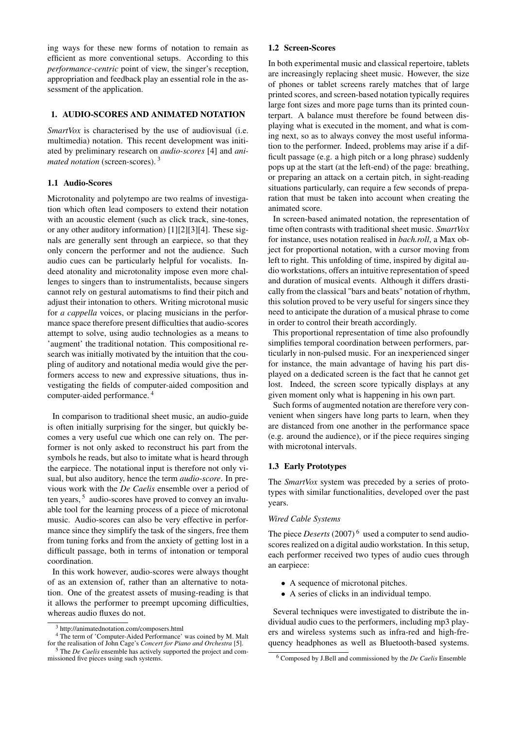ing ways for these new forms of notation to remain as efficient as more conventional setups. According to this *performance-centric* point of view, the singer's reception, appropriation and feedback play an essential role in the assessment of the application.

## 1. AUDIO-SCORES AND ANIMATED NOTATION

*SmartVox* is characterised by the use of audiovisual (i.e. multimedia) notation. This recent development was initiated by preliminary research on *audio-scores* [4] and *animated notation* (screen-scores). [3]

### 1.1 Audio-Scores

Microtonality and polytempo are two realms of investigation which often lead composers to extend their notation with an acoustic element (such as click track, sine-tones, or any other auditory information) [1][2][3][4]. These signals are generally sent through an earpiece, so that they only concern the performer and not the audience. Such audio cues can be particularly helpful for vocalists. Indeed atonality and microtonality impose even more challenges to singers than to instrumentalists, because singers cannot rely on gestural automatisms to find their pitch and adjust their intonation to others. Writing microtonal music for *a cappella* voices, or placing musicians in the performance space therefore present difficulties that audio-scores attempt to solve, using audio technologies as a means to 'augment' the traditional notation. This compositional research was initially motivated by the intuition that the coupling of auditory and notational media would give the performers access to new and expressive situations, thus investigating the fields of computer-aided composition and computer-aided performance. [4]

In comparison to traditional sheet music, an audio-guide is often initially surprising for the singer, but quickly becomes a very useful cue which one can rely on. The performer is not only asked to reconstruct his part from the symbols he reads, but also to imitate what is heard through the earpiece. The notational input is therefore not only visual, but also auditory, hence the term *audio-score*. In previous work with the *De Caelis* ensemble over a period of ten years, [5] audio-scores have proved to convey an invaluable tool for the learning process of a piece of microtonal music. Audio-scores can also be very effective in performance since they simplify the task of the singers, free them from tuning forks and from the anxiety of getting lost in a difficult passage, both in terms of intonation or temporal coordination.

In this work however, audio-scores were always thought of as an extension of, rather than an alternative to notation. One of the greatest assets of musing-reading is that it allows the performer to preempt upcoming difficulties, whereas audio fluxes do not.

[3] http://animatednotation.com/composers.html

[4] The term of 'Computer-Aided Performance' was coined by M. Malt for the realisation of John Cage's *Concert for Piano and Orchestra* [5].

[5] The *De Caelis* ensemble has actively supported the project and commissioned five pieces using such systems.

### 1.2 Screen-Scores

In both experimental music and classical repertoire, tablets are increasingly replacing sheet music. However, the size of phones or tablet screens rarely matches that of large printed scores, and screen-based notation typically requires large font sizes and more page turns than its printed counterpart. A balance must therefore be found between displaying what is executed in the moment, and what is coming next, so as to always convey the most useful information to the performer. Indeed, problems may arise if a difficult passage (e.g. a high pitch or a long phrase) suddenly pops up at the start (at the left-end) of the page: breathing, or preparing an attack on a certain pitch, in sight-reading situations particularly, can require a few seconds of preparation that must be taken into account when creating the animated score.

In screen-based animated notation, the representation of time often contrasts with traditional sheet music. *SmartVox* for instance, uses notation realised in *bach.roll*, a Max object for proportional notation, with a cursor moving from left to right. This unfolding of time, inspired by digital audio workstations, offers an intuitive representation of speed and duration of musical events. Although it differs drastically from the classical "bars and beats" notation of rhythm, this solution proved to be very useful for singers since they need to anticipate the duration of a musical phrase to come in order to control their breath accordingly.

This proportional representation of time also profoundly simplifies temporal coordination between performers, particularly in non-pulsed music. For an inexperienced singer for instance, the main advantage of having his part displayed on a dedicated screen is the fact that he cannot get lost. Indeed, the screen score typically displays at any given moment only what is happening in his own part.

Such forms of augmented notation are therefore very convenient when singers have long parts to learn, when they are distanced from one another in the performance space (e.g. around the audience), or if the piece requires singing with microtonal intervals.

### 1.3 Early Prototypes

The *SmartVox* system was preceded by a series of prototypes with similar functionalities, developed over the past years.

*Wired Cable Systems*

The piece *Deserts* (2007) [6] used a computer to send audio-scores realized on a digital audio workstation. In this setup, each performer received two types of audio cues through an earpiece:

- A sequence of microtonal pitches.
- A series of clicks in an individual tempo.

Several techniques were investigated to distribute the individual audio cues to the performers, including mp3 players and wireless systems such as infra-red and high-frequency headphones as well as Bluetooth-based systems.

[6] Composed by J.Bell and commissioned by the *De Caelis* Ensemble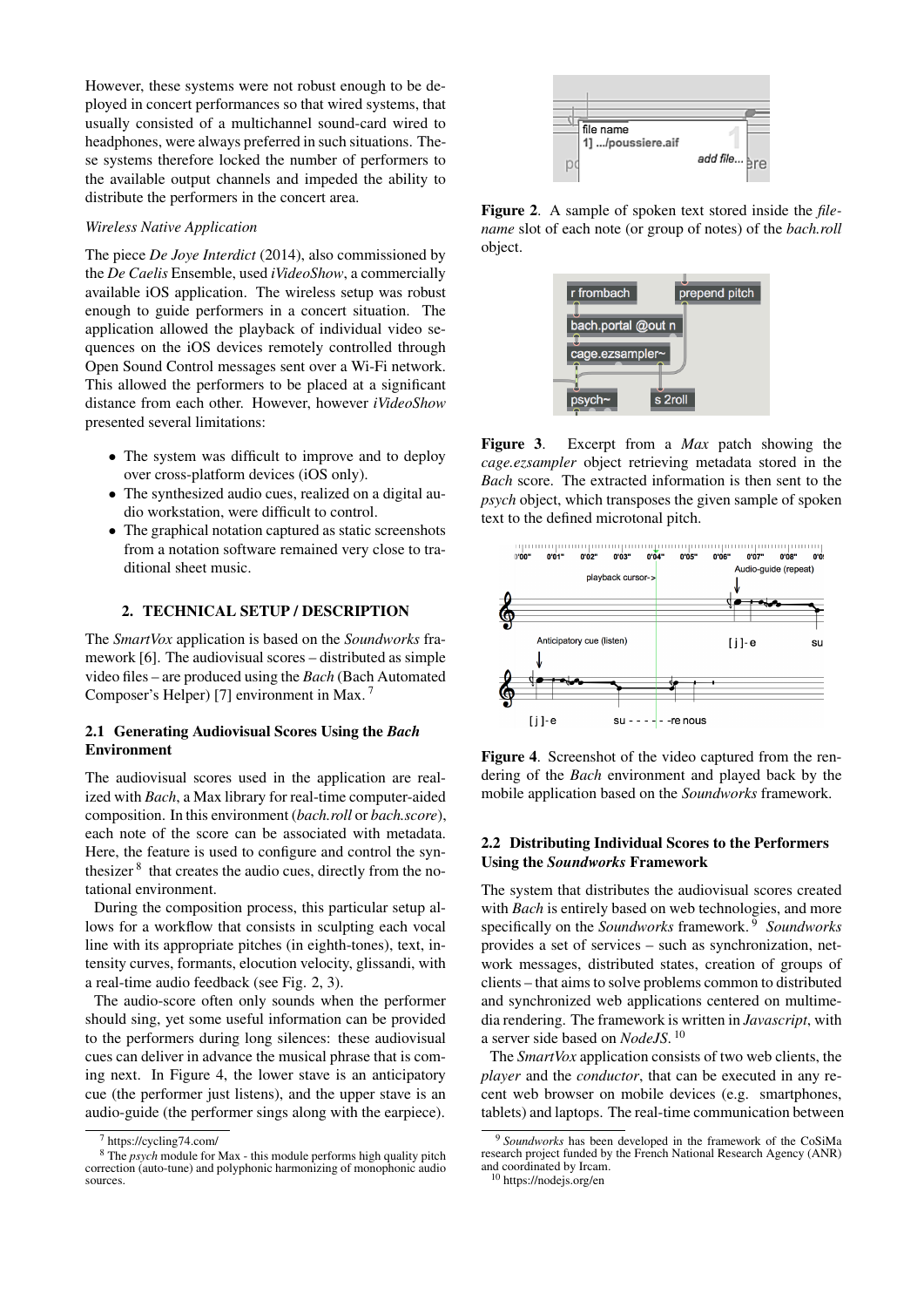However, these systems were not robust enough to be deployed in concert performances so that wired systems, that usually consisted of a multichannel sound-card wired to headphones, were always preferred in such situations. These systems therefore locked the number of performers to the available output channels and impeded the ability to distribute the performers in the concert area.

*Wireless Native Application*

The piece *De Joye Interdict* (2014), also commissioned by the *De Caelis* Ensemble, used *iVideoShow*, a commercially available iOS application. The wireless setup was robust enough to guide performers in a concert situation. The application allowed the playback of individual video sequences on the iOS devices remotely controlled through Open Sound Control messages sent over a Wi-Fi network. This allowed the performers to be placed at a significant distance from each other. However, however *iVideoShow* presented several limitations:

- The system was difficult to improve and to deploy over cross-platform devices (iOS only).
- The synthesized audio cues, realized on a digital audio workstation, were difficult to control.
- The graphical notation captured as static screenshots from a notation software remained very close to traditional sheet music.

## 2. TECHNICAL SETUP / DESCRIPTION

The *SmartVox* application is based on the *Soundworks* framework [6]. The audiovisual scores – distributed as simple video files – are produced using the *Bach* (Bach Automated Composer's Helper) [7] environment in Max. [7]

### 2.1 Generating Audiovisual Scores Using the *Bach* Environment

The audiovisual scores used in the application are realized with *Bach*, a Max library for real-time computer-aided composition. In this environment (*bach.roll* or *bach.score*), each note of the score can be associated with metadata. Here, the feature is used to configure and control the synthesizer [8] that creates the audio cues, directly from the notational environment.

During the composition process, this particular setup allows for a workflow that consists in sculpting each vocal line with its appropriate pitches (in eighth-tones), text, intensity curves, formants, elocution velocity, glissandi, with a real-time audio feedback (see Fig. 2, 3).

The audio-score often only sounds when the performer should sing, yet some useful information can be provided to the performers during long silences: these audiovisual cues can deliver in advance the musical phrase that is coming next. In Figure 4, the lower stave is an anticipatory cue (the performer just listens), and the upper stave is an audio-guide (the performer sings along with the earpiece).

[7] https://cycling74.com/

[8] The *psych* module for Max - this module performs high quality pitch correction (auto-tune) and polyphonic harmonizing of monophonic audio sources.

**Figure 2**. A sample of spoken text stored inside the *filename* slot of each note (or group of notes) of the *bach.roll* object.

**Figure 3**. Excerpt from a *Max* patch showing the *cage.ezsampler* object retrieving metadata stored in the *Bach* score. The extracted information is then sent to the *psych* object, which transposes the given sample of spoken text to the defined microtonal pitch.

**Figure 4**. Screenshot of the video captured from the rendering of the *Bach* environment and played back by the mobile application based on the *Soundworks* framework.

### 2.2 Distributing Individual Scores to the Performers Using the *Soundworks* Framework

The system that distributes the audiovisual scores created with *Bach* is entirely based on web technologies, and more specifically on the *Soundworks* framework. [9] *Soundworks* provides a set of services – such as synchronization, network messages, distributed states, creation of groups of clients – that aims to solve problems common to distributed and synchronized web applications centered on multimedia rendering. The framework is written in *Javascript*, with a server side based on *NodeJS*. [10]

The *SmartVox* application consists of two web clients, the *player* and the *conductor*, that can be executed in any recent web browser on mobile devices (e.g. smartphones, tablets) and laptops. The real-time communication between

[9] *Soundworks* has been developed in the framework of the CoSiMa research project funded by the French National Research Agency (ANR) and coordinated by Ircam.

[10] https://nodejs.org/en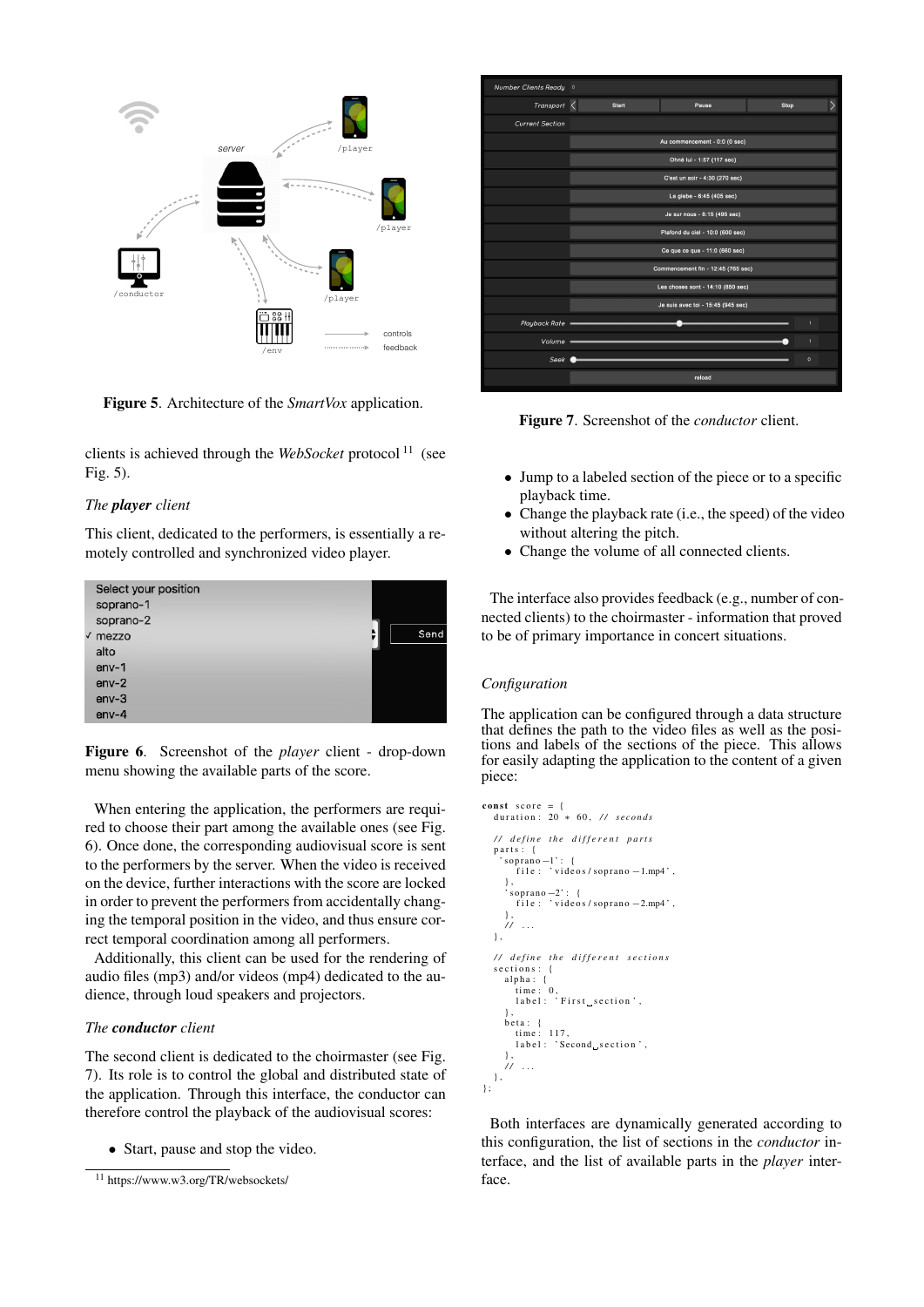Figure 5. Architecture of the *SmartVox* application.

clients is achieved through the *WebSocket* protocol [11] (see Fig. 5).

*The **player** client*

This client, dedicated to the performers, is essentially a remotely controlled and synchronized video player.

**Figure 6**. Screenshot of the *player* client - drop-down menu showing the available parts of the score.

When entering the application, the performers are required to choose their part among the available ones (see Fig. 6). Once done, the corresponding audiovisual score is sent to the performers by the server. When the video is received on the device, further interactions with the screen are locked in order to prevent the performers from accidentally changing the temporal position in the video, and thus ensure correct temporal coordination among all performers.

Additionally, this client can be used for the rendering of audio files (mp3) and/or videos (mp4) dedicated to the audience, through loud speakers and projectors.

*The **conductor** client*

The second client is dedicated to the choirmaster (see Fig. 7). Its role is to control the global and distributed state of the application. Through this interface, the conductor can therefore control the playback of the audiovisual scores:

- Start, pause and stop the video.

[11] https://www.w3.org/TR/websockets/

**Figure 7**. Screenshot of the *conductor* client.

- Jump to a labeled section of the piece or to a specific playback time.
- Change the playback rate (i.e., the speed) of the video without altering the pitch.
- Change the volume of all connected clients.

The interface also provides feedback (e.g., number of connected clients) to the choirmaster - information that proved to be of primary importance in concert situations.

*Configuration*

The application can be configured through a data structure that defines the path to the video files as well as the positions and labels of the sections of the piece. This allows for easily adapting the application to the content of a given piece:

```
const score = {
  duration: 20 * 60, // seconds

  // define the different parts
  parts: {
    'soprano-1': {
      file: 'videos/soprano-1.mp4',
    },
    'soprano-2': {
      file: 'videos/soprano-2.mp4',
    },
    // ...
  },

  // define the different sections
  sections: {
    alpha: {
      time: 0,
      label: 'First section',
    },
    beta: {
      time: 117,
      label: 'Second section',
    },
    // ...
  },
};
```

Both interfaces are dynamically generated according to this configuration, the list of sections in the *conductor* interface, and the list of available parts in the *player* interface.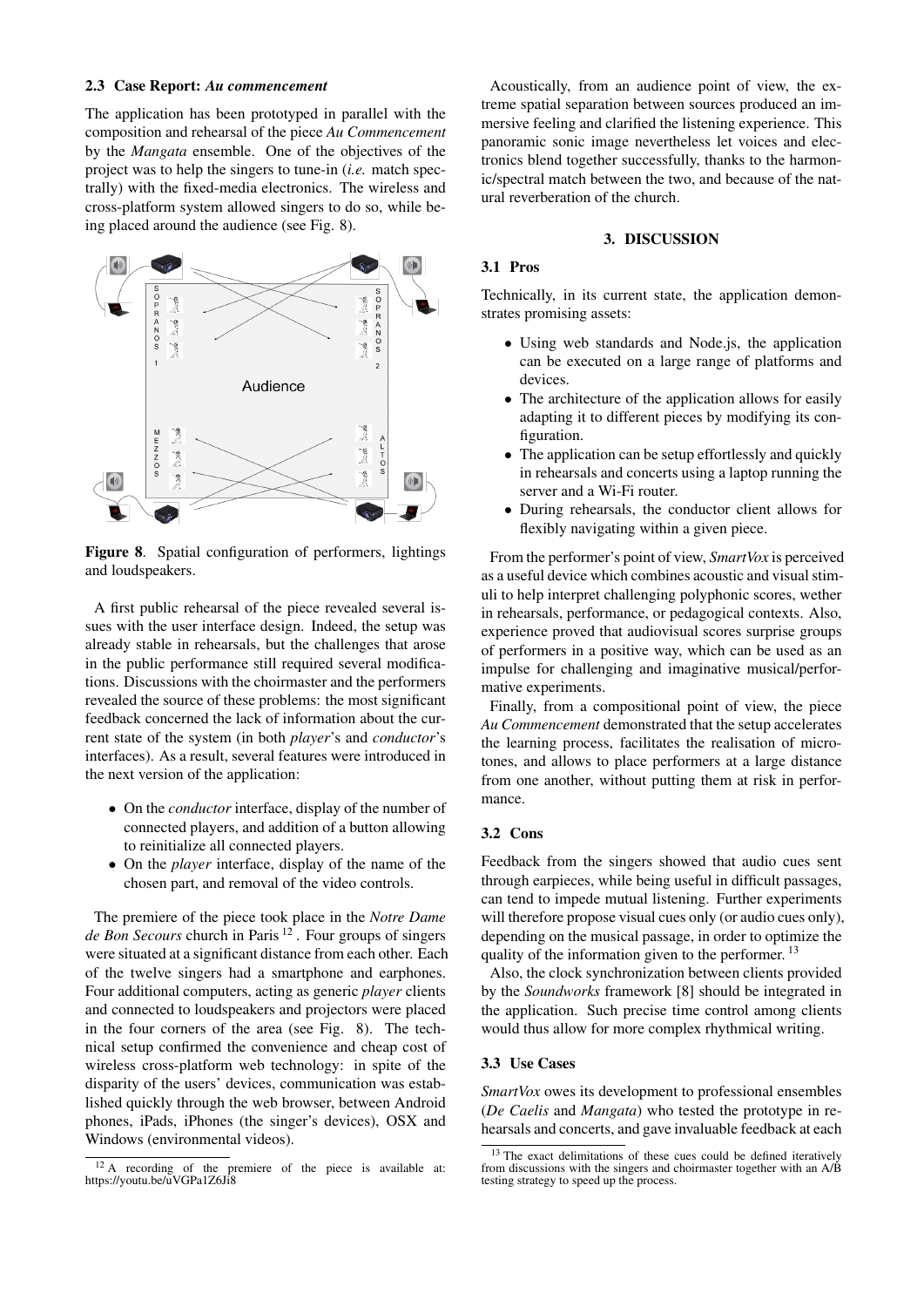### 2.3 Case Report: *Au commencement*

The application has been prototyped in parallel with the composition and rehearsal of the piece *Au Commencement* by the *Mangata* ensemble. One of the objectives of the project was to help the singers to tune-in (*i.e.* match spectrally) with the fixed-media electronics. The wireless and cross-platform system allowed singers to do so, while being placed around the audience (see Fig. 8).

**Figure 8**. Spatial configuration of performers, lightings and loudspeakers.

A first public rehearsal of the piece revealed several issues with the user interface design. Indeed, the setup was already stable in rehearsals, but the challenges that arose in the public performance still required several modifications. Discussions with the choirmaster and the performers revealed the source of these problems: the most significant feedback concerned the lack of information about the current state of the system (in both *player*'s and *conductor*'s interfaces). As a result, several features were introduced in the next version of the application:

- On the *conductor* interface, display of the number of connected players, and addition of a button allowing to reinitialize all connected players.
- On the *player* interface, display of the name of the chosen part, and removal of the video controls.

The premiere of the piece took place in the *Notre Dame de Bon Secours* church in Paris [12]. Four groups of singers were situated at a significant distance from each other. Each of the twelve singers had a smartphone and earphones. Four additional computers, acting as generic *player* clients and connected to loudspeakers and projectors were placed in the four corners of the area (see Fig. 8). The technical setup confirmed the convenience and cheap cost of wireless cross-platform web technology: in spite of the disparity of the users' devices, communication was established quickly through the web browser, between Android phones, iPads, iPhones (the singer's devices), OSX and Windows (environmental videos).

[12] A recording of the premiere of the piece is available at: https://youtu.be/uVGPa1Z6Ji8

Acoustically, from an audience point of view, the extreme spatial separation between sources produced an immersive feeling and clarified the listening experience. This panoramic sonic image nevertheless let voices and electronics blend together successfully, thanks to the harmonic/spectral match between the two, and because of the natural reverberation of the church.

## 3. DISCUSSION

### 3.1 Pros

Technically, in its current state, the application demonstrates promising assets:

- Using web standards and Node.js, the application can be executed on a large range of platforms and devices.
- The architecture of the application allows for easily adapting it to different pieces by modifying its configuration.
- The application can be setup effortlessly and quickly in rehearsals and concerts using a laptop running the server and a Wi-Fi router.
- During rehearsals, the conductor client allows for flexibly navigating within a given piece.

From the performer's point of view, *SmartVox* is perceived as a useful device which combines acoustic and visual stimuli to help interpret challenging polyphonic scores, wether in rehearsals, performance, or pedagogical contexts. Also, experience proved that audiovisual scores surprise groups of performers in a positive way, which can be used as an impulse for challenging and imaginative musical/performative experiments.

Finally, from a compositional point of view, the piece *Au Commencement* demonstrated that the setup accelerates the learning process, facilitates the realisation of microtones, and allows to place performers at a large distance from one another, without putting them at risk in performance.

### 3.2 Cons

Feedback from the singers showed that audio cues sent through earpieces, while being useful in difficult passages, can tend to impede mutual listening. Further experiments will therefore propose visual cues only (or audio cues only), depending on the musical passage, in order to optimize the quality of the information given to the performer. [13]

Also, the clock synchronization between clients provided by the *Soundworks* framework [8] should be integrated in the application. Such precise time control among clients would thus allow for more complex rhythmical writing.

### 3.3 Use Cases

*SmartVox* owes its development to professional ensembles (*De Caelis* and *Mangata*) who tested the prototype in rehearsals and concerts, and gave invaluable feedback at each

[13] The exact delimitations of these cues could be defined iteratively from discussions with the singers and choirmaster together with an A/B testing strategy to speed up the process.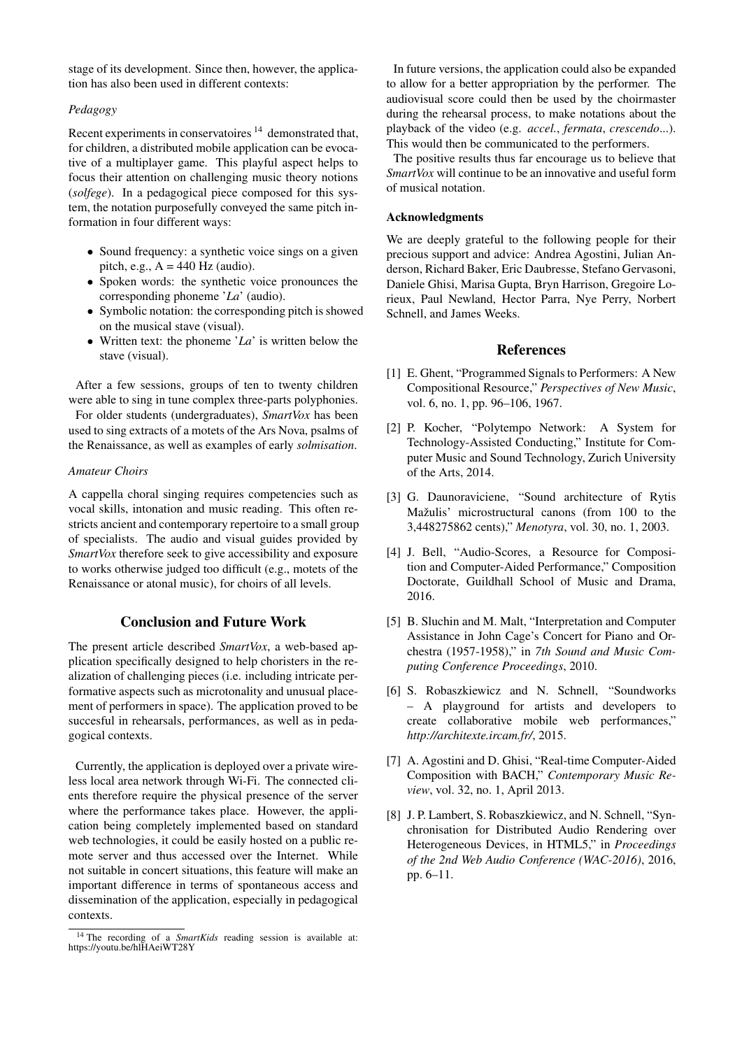stage of its development. Since then, however, the application has also been used in different contexts:

*Pedagogy*

Recent experiments in conservatoires [14] demonstrated that, for children, a distributed mobile application can be evocative of a multiplayer game. This playful aspect helps to focus their attention on challenging music theory notions (*solfege*). In a pedagogical piece composed for this system, the notation purposefully conveyed the same pitch information in four different ways:

- Sound frequency: a synthetic voice sings on a given pitch, e.g., A = 440 Hz (audio).
- Spoken words: the synthetic voice pronounces the corresponding phoneme '*La*' (audio).
- Symbolic notation: the corresponding pitch is showed on the musical stave (visual).
- Written text: the phoneme '*La*' is written below the stave (visual).

After a few sessions, groups of ten to twenty children were able to sing in tune complex three-parts polyphonies.

For older students (undergraduates), *SmartVox* has been used to sing extracts of a motets of the Ars Nova, psalms of the Renaissance, as well as examples of early *solmisation*.

*Amateur Choirs*

A cappella choral singing requires competencies such as vocal skills, intonation and music reading. This often restricts ancient and contemporary repertoire to a small group of specialists. The audio and visual guides provided by *SmartVox* therefore seek to give accessibility and exposure to works otherwise judged too difficult (e.g., motets of the Renaissance or atonal music), for choirs of all levels.

## Conclusion and Future Work

The present article described *SmartVox*, a web-based application specifically designed to help choristers in the realization of challenging pieces (i.e. including intricate performative aspects such as microtonality and unusual placement of performers in space). The application proved to be succesful in rehearsals, performances, as well as in pedagogical contexts.

Currently, the application is deployed over a private wireless local area network through Wi-Fi. The connected clients therefore require the physical presence of the server where the performance takes place. However, the application being completely implemented based on standard web technologies, it could be easily hosted on a public remote server and thus accessed over the Internet. While not suitable in concert situations, this feature will make an important difference in terms of spontaneous access and dissemination of the application, especially in pedagogical contexts.

In future versions, the application could also be expanded to allow for a better appropriation by the performer. The audiovisual score could then be used by the choirmaster during the rehearsal process, to make notations about the playback of the video (e.g. *accel.*, *fermata*, *crescendo*...). This would then be communicated to the performers.

The positive results thus far encourage us to believe that *SmartVox* will continue to be an innovative and useful form of musical notation.

### Acknowledgments

We are deeply grateful to the following people for their precious support and advice: Andrea Agostini, Julian Anderson, Richard Baker, Eric Daubresse, Stefano Gervasoni, Daniele Ghisi, Marisa Gupta, Bryn Harrison, Gregoire Lorieux, Paul Newland, Hector Parra, Nye Perry, Norbert Schnell, and James Weeks.

## References

[1] E. Ghent, "Programmed Signals to Performers: A New Compositional Resource," *Perspectives of New Music*, vol. 6, no. 1, pp. 96–106, 1967.

[2] P. Kocher, "Polytempo Network: A System for Technology-Assisted Conducting," Institute for Computer Music and Sound Technology, Zurich University of the Arts, 2014.

[3] G. Daunoraviciene, "Sound architecture of Rytis Mažulis' microstructural canons (from 100 to the 3,448275862 cents)," *Menotyra*, vol. 30, no. 1, 2003.

[4] J. Bell, "Audio-Scores, a Resource for Composition and Computer-Aided Performance," Composition Doctorate, Guildhall School of Music and Drama, 2016.

[5] B. Sluchin and M. Malt, "Interpretation and Computer Assistance in John Cage's Concert for Piano and Orchestra (1957-1958)," in *7th Sound and Music Computing Conference Proceedings*, 2010.

[6] S. Robaszkiewicz and N. Schnell, "Soundworks – A playground for artists and developers to create collaborative mobile web performances," *http://architexte.ircam.fr/*, 2015.

[7] A. Agostini and D. Ghisi, "Real-time Computer-Aided Composition with BACH," *Contemporary Music Review*, vol. 32, no. 1, April 2013.

[8] J. P. Lambert, S. Robaszkiewicz, and N. Schnell, "Synchronisation for Distributed Audio Rendering over Heterogeneous Devices, in HTML5," in *Proceedings of the 2nd Web Audio Conference (WAC-2016)*, 2016, pp. 6–11.

[14] The recording of a *SmartKids* reading session is available at: https://youtu.be/hlHAeiWT28Y